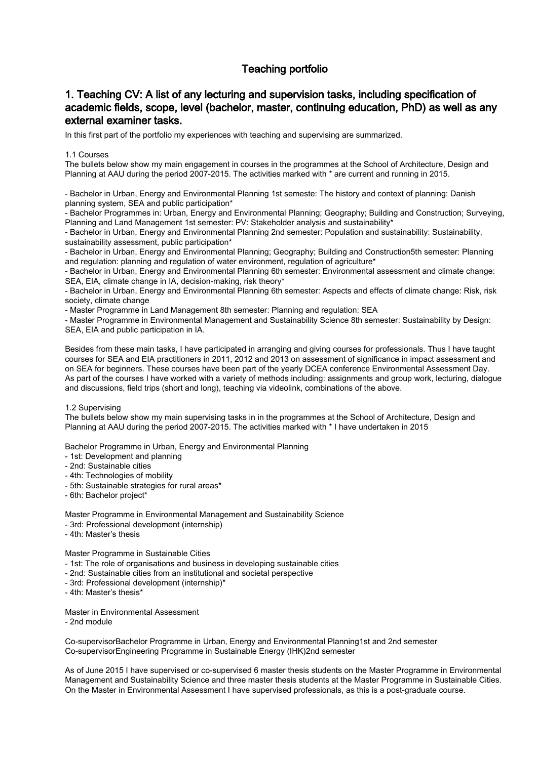# Teaching portfolio

## 1. Teaching CV: A list of any lecturing and supervision tasks, including specification of academic fields, scope, level (bachelor, master, continuing education, PhD) as well as any external examiner tasks.

In this first part of the portfolio my experiences with teaching and supervising are summarized.

1.1 Courses

The bullets below show my main engagement in courses in the programmes at the School of Architecture, Design and Planning at AAU during the period 2007-2015. The activities marked with * are current and running in 2015.

- Bachelor in Urban, Energy and Environmental Planning 1st semeste: The history and context of planning: Danish planning system, SEA and public participation*
- Bachelor Programmes in: Urban, Energy and Environmental Planning; Geography; Building and Construction; Surveying, Planning and Land Management 1st semester: PV: Stakeholder analysis and sustainability*
- Bachelor in Urban, Energy and Environmental Planning 2nd semester: Population and sustainability: Sustainability, sustainability assessment, public participation*
- Bachelor in Urban, Energy and Environmental Planning; Geography; Building and Construction5th semester: Planning and regulation: planning and regulation of water environment, regulation of agriculture*
- Bachelor in Urban, Energy and Environmental Planning 6th semester: Environmental assessment and climate change: SEA, EIA, climate change in IA, decision-making, risk theory*
- Bachelor in Urban, Energy and Environmental Planning 6th semester: Aspects and effects of climate change: Risk, risk society, climate change
- Master Programme in Land Management 8th semester: Planning and regulation: SEA
- Master Programme in Environmental Management and Sustainability Science 8th semester: Sustainability by Design: SEA, EIA and public participation in IA.

Besides from these main tasks, I have participated in arranging and giving courses for professionals. Thus I have taught courses for SEA and EIA practitioners in 2011, 2012 and 2013 on assessment of significance in impact assessment and on SEA for beginners. These courses have been part of the yearly DCEA conference Environmental Assessment Day. As part of the courses I have worked with a variety of methods including: assignments and group work, lecturing, dialogue and discussions, field trips (short and long), teaching via videolink, combinations of the above.

1.2 Supervising

The bullets below show my main supervising tasks in in the programmes at the School of Architecture, Design and Planning at AAU during the period 2007-2015. The activities marked with * I have undertaken in 2015

Bachelor Programme in Urban, Energy and Environmental Planning

- 1st: Development and planning
- 2nd: Sustainable cities
- 4th: Technologies of mobility
- 5th: Sustainable strategies for rural areas*
- 6th: Bachelor project*

Master Programme in Environmental Management and Sustainability Science

- 3rd: Professional development (internship)
- 4th: Master's thesis

Master Programme in Sustainable Cities

- 1st: The role of organisations and business in developing sustainable cities
- 2nd: Sustainable cities from an institutional and societal perspective
- 3rd: Professional development (internship)*
- 4th: Master's thesis*

Master in Environmental Assessment

- 2nd module

Co-supervisorBachelor Programme in Urban, Energy and Environmental Planning1st and 2nd semester
Co-supervisorEngineering Programme in Sustainable Energy (IHK)2nd semester

As of June 2015 I have supervised or co-supervised 6 master thesis students on the Master Programme in Environmental Management and Sustainability Science and three master thesis students at the Master Programme in Sustainable Cities. On the Master in Environmental Assessment I have supervised professionals, as this is a post-graduate course.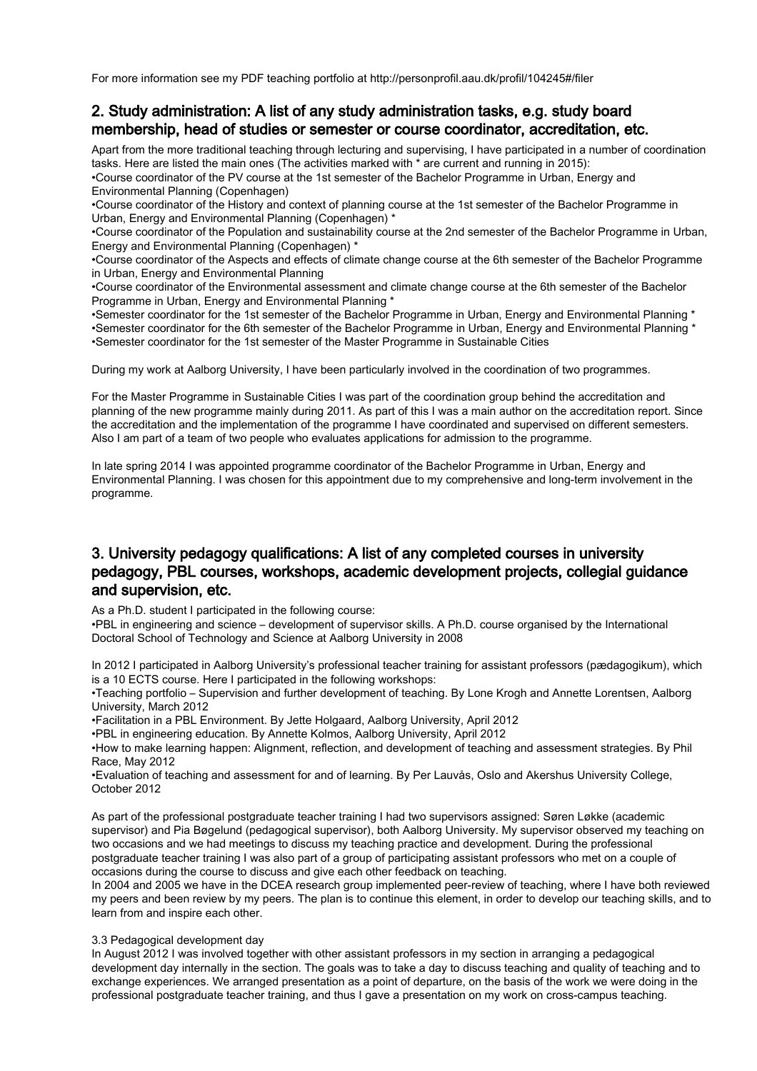For more information see my PDF teaching portfolio at http://personprofil.aau.dk/profil/104245#/filer

## 2. Study administration: A list of any study administration tasks, e.g. study board membership, head of studies or semester or course coordinator, accreditation, etc.

Apart from the more traditional teaching through lecturing and supervising, I have participated in a number of coordination tasks. Here are listed the main ones (The activities marked with * are current and running in 2015):

- Course coordinator of the PV course at the 1st semester of the Bachelor Programme in Urban, Energy and Environmental Planning (Copenhagen)
- Course coordinator of the History and context of planning course at the 1st semester of the Bachelor Programme in Urban, Energy and Environmental Planning (Copenhagen) *
- Course coordinator of the Population and sustainability course at the 2nd semester of the Bachelor Programme in Urban, Energy and Environmental Planning (Copenhagen) *
- Course coordinator of the Aspects and effects of climate change course at the 6th semester of the Bachelor Programme in Urban, Energy and Environmental Planning
- Course coordinator of the Environmental assessment and climate change course at the 6th semester of the Bachelor Programme in Urban, Energy and Environmental Planning *
- Semester coordinator for the 1st semester of the Bachelor Programme in Urban, Energy and Environmental Planning *
- Semester coordinator for the 6th semester of the Bachelor Programme in Urban, Energy and Environmental Planning *
- Semester coordinator for the 1st semester of the Master Programme in Sustainable Cities

During my work at Aalborg University, I have been particularly involved in the coordination of two programmes.

For the Master Programme in Sustainable Cities I was part of the coordination group behind the accreditation and planning of the new programme mainly during 2011. As part of this I was a main author on the accreditation report. Since the accreditation and the implementation of the programme I have coordinated and supervised on different semesters. Also I am part of a team of two people who evaluates applications for admission to the programme.

In late spring 2014 I was appointed programme coordinator of the Bachelor Programme in Urban, Energy and Environmental Planning. I was chosen for this appointment due to my comprehensive and long-term involvement in the programme.

## 3. University pedagogy qualifications: A list of any completed courses in university pedagogy, PBL courses, workshops, academic development projects, collegial guidance and supervision, etc.

As a Ph.D. student I participated in the following course:

- PBL in engineering and science – development of supervisor skills. A Ph.D. course organised by the International Doctoral School of Technology and Science at Aalborg University in 2008

In 2012 I participated in Aalborg University's professional teacher training for assistant professors (pædagogikum), which is a 10 ECTS course. Here I participated in the following workshops:

- Teaching portfolio – Supervision and further development of teaching. By Lone Krogh and Annette Lorentsen, Aalborg University, March 2012
- Facilitation in a PBL Environment. By Jette Holgaard, Aalborg University, April 2012
- PBL in engineering education. By Annette Kolmos, Aalborg University, April 2012
- How to make learning happen: Alignment, reflection, and development of teaching and assessment strategies. By Phil Race, May 2012
- Evaluation of teaching and assessment for and of learning. By Per Lauvås, Oslo and Akershus University College, October 2012

As part of the professional postgraduate teacher training I had two supervisors assigned: Søren Løkke (academic supervisor) and Pia Bøgelund (pedagogical supervisor), both Aalborg University. My supervisor observed my teaching on two occasions and we had meetings to discuss my teaching practice and development. During the professional postgraduate teacher training I was also part of a group of participating assistant professors who met on a couple of occasions during the course to discuss and give each other feedback on teaching.
In 2004 and 2005 we have in the DCEA research group implemented peer-review of teaching, where I have both reviewed my peers and been review by my peers. The plan is to continue this element, in order to develop our teaching skills, and to learn from and inspire each other.

### 3.3 Pedagogical development day

In August 2012 I was involved together with other assistant professors in my section in arranging a pedagogical development day internally in the section. The goals was to take a day to discuss teaching and quality of teaching and to exchange experiences. We arranged presentation as a point of departure, on the basis of the work we were doing in the professional postgraduate teacher training, and thus I gave a presentation on my work on cross-campus teaching.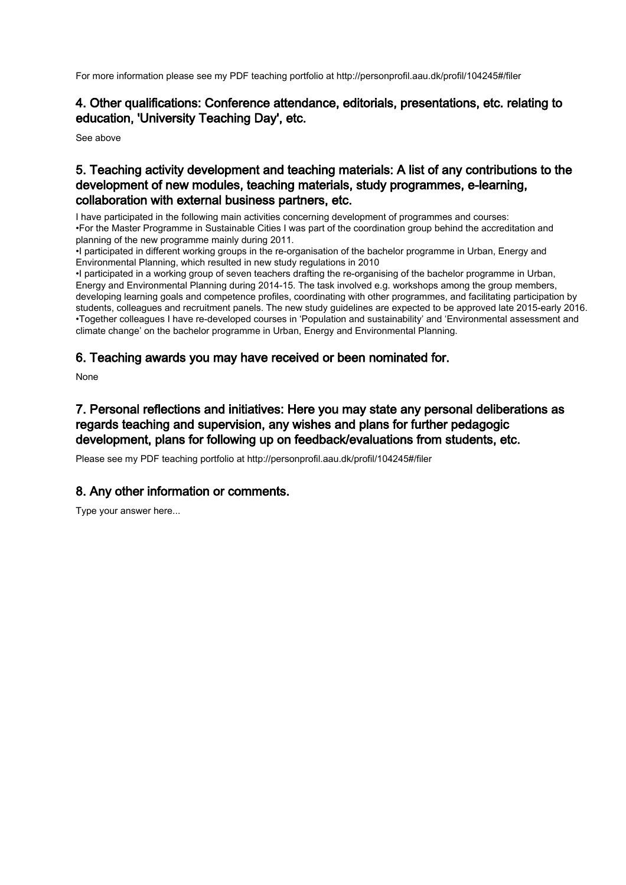For more information please see my PDF teaching portfolio at http://personprofil.aau.dk/profil/104245#/filer

## 4. Other qualifications: Conference attendance, editorials, presentations, etc. relating to education, 'University Teaching Day', etc.

See above

## 5. Teaching activity development and teaching materials: A list of any contributions to the development of new modules, teaching materials, study programmes, e-learning, collaboration with external business partners, etc.

I have participated in the following main activities concerning development of programmes and courses:

- For the Master Programme in Sustainable Cities I was part of the coordination group behind the accreditation and planning of the new programme mainly during 2011.
- I participated in different working groups in the re-organisation of the bachelor programme in Urban, Energy and Environmental Planning, which resulted in new study regulations in 2010
- I participated in a working group of seven teachers drafting the re-organising of the bachelor programme in Urban, Energy and Environmental Planning during 2014-15. The task involved e.g. workshops among the group members, developing learning goals and competence profiles, coordinating with other programmes, and facilitating participation by students, colleagues and recruitment panels. The new study guidelines are expected to be approved late 2015-early 2016.
- Together colleagues I have re-developed courses in 'Population and sustainability' and 'Environmental assessment and climate change' on the bachelor programme in Urban, Energy and Environmental Planning.

## 6. Teaching awards you may have received or been nominated for.

None

## 7. Personal reflections and initiatives: Here you may state any personal deliberations as regards teaching and supervision, any wishes and plans for further pedagogic development, plans for following up on feedback/evaluations from students, etc.

Please see my PDF teaching portfolio at http://personprofil.aau.dk/profil/104245#/filer

## 8. Any other information or comments.

Type your answer here...